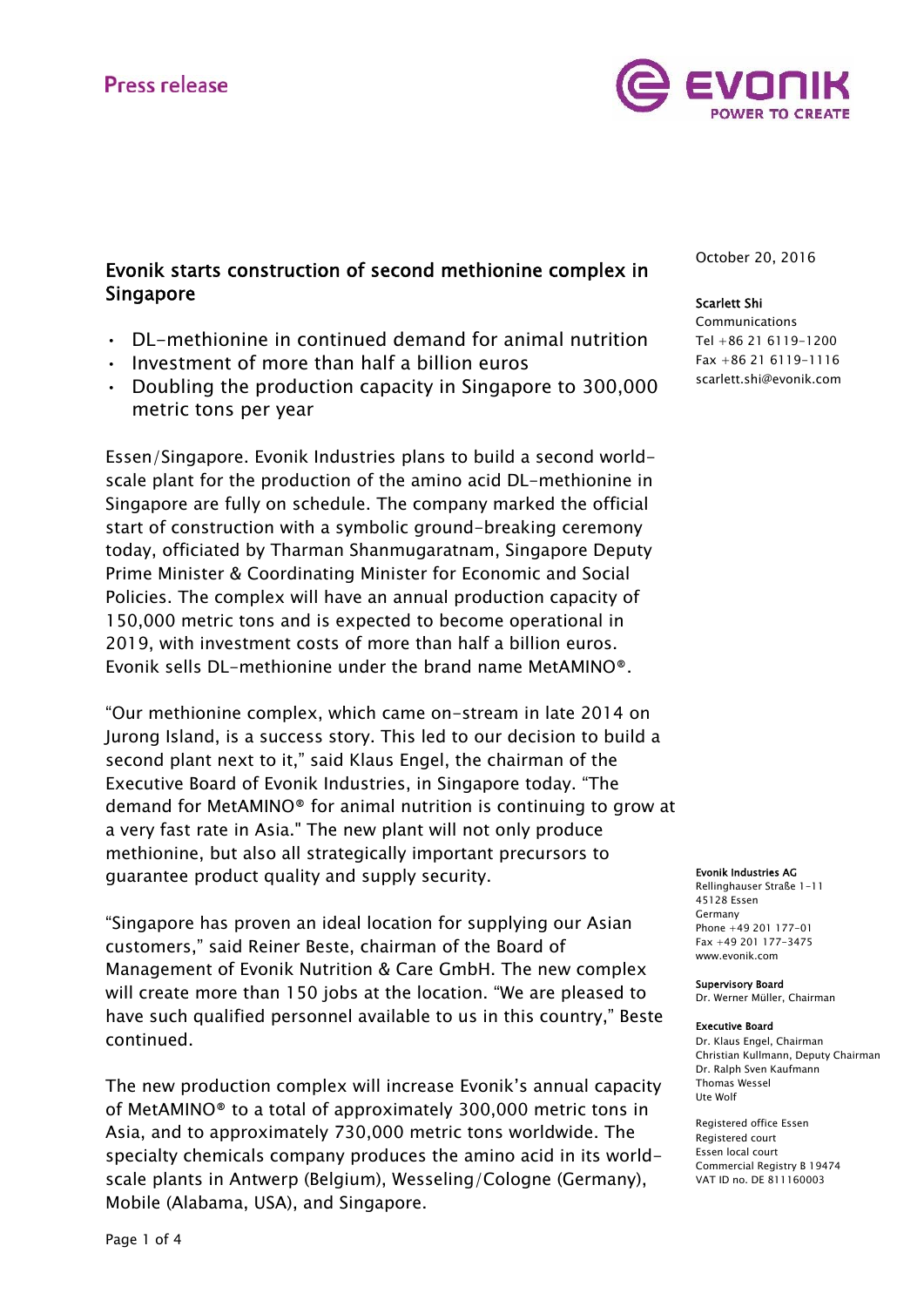Press release

October 20, 2016

**Scarlett Shi**
Communications
Tel +86 21 6119-1200
Fax +86 21 6119-1116
scarlett.shi@evonik.com

# Evonik starts construction of second methionine complex in Singapore

- DL-methionine in continued demand for animal nutrition
- Investment of more than half a billion euros
- Doubling the production capacity in Singapore to 300,000 metric tons per year

Essen/Singapore. Evonik Industries plans to build a second world-scale plant for the production of the amino acid DL-methionine in Singapore are fully on schedule. The company marked the official start of construction with a symbolic ground-breaking ceremony today, officiated by Tharman Shanmugaratnam, Singapore Deputy Prime Minister & Coordinating Minister for Economic and Social Policies. The complex will have an annual production capacity of 150,000 metric tons and is expected to become operational in 2019, with investment costs of more than half a billion euros. Evonik sells DL-methionine under the brand name MetAMINO®.

"Our methionine complex, which came on-stream in late 2014 on Jurong Island, is a success story. This led to our decision to build a second plant next to it," said Klaus Engel, the chairman of the Executive Board of Evonik Industries, in Singapore today. "The demand for MetAMINO® for animal nutrition is continuing to grow at a very fast rate in Asia." The new plant will not only produce methionine, but also all strategically important precursors to guarantee product quality and supply security.

"Singapore has proven an ideal location for supplying our Asian customers," said Reiner Beste, chairman of the Board of Management of Evonik Nutrition & Care GmbH. The new complex will create more than 150 jobs at the location. "We are pleased to have such qualified personnel available to us in this country," Beste continued.

The new production complex will increase Evonik's annual capacity of MetAMINO® to a total of approximately 300,000 metric tons in Asia, and to approximately 730,000 metric tons worldwide. The specialty chemicals company produces the amino acid in its world-scale plants in Antwerp (Belgium), Wesseling/Cologne (Germany), Mobile (Alabama, USA), and Singapore.

**Evonik Industries AG**
Rellinghauser Straße 1-11
45128 Essen
Germany
Phone +49 201 177-01
Fax +49 201 177-3475
www.evonik.com

**Supervisory Board**
Dr. Werner Müller, Chairman

**Executive Board**
Dr. Klaus Engel, Chairman
Christian Kullmann, Deputy Chairman
Dr. Ralph Sven Kaufmann
Thomas Wessel
Ute Wolf

Registered office Essen
Registered court
Essen local court
Commercial Registry B 19474
VAT ID no. DE 811160003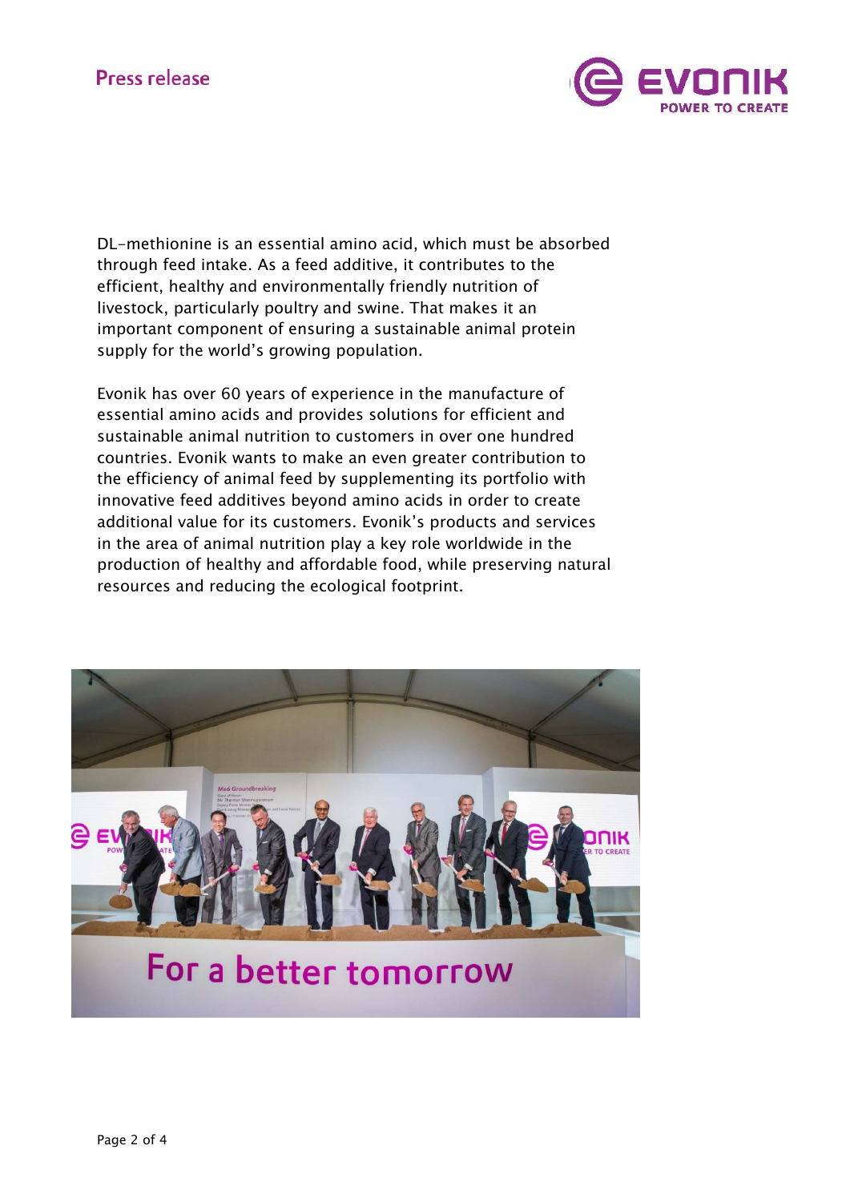DL-methionine is an essential amino acid, which must be absorbed through feed intake. As a feed additive, it contributes to the efficient, healthy and environmentally friendly nutrition of livestock, particularly poultry and swine. That makes it an important component of ensuring a sustainable animal protein supply for the world's growing population.

Evonik has over 60 years of experience in the manufacture of essential amino acids and provides solutions for efficient and sustainable animal nutrition to customers in over one hundred countries. Evonik wants to make an even greater contribution to the efficiency of animal feed by supplementing its portfolio with innovative feed additives beyond amino acids in order to create additional value for its customers. Evonik's products and services in the area of animal nutrition play a key role worldwide in the production of healthy and affordable food, while preserving natural resources and reducing the ecological footprint.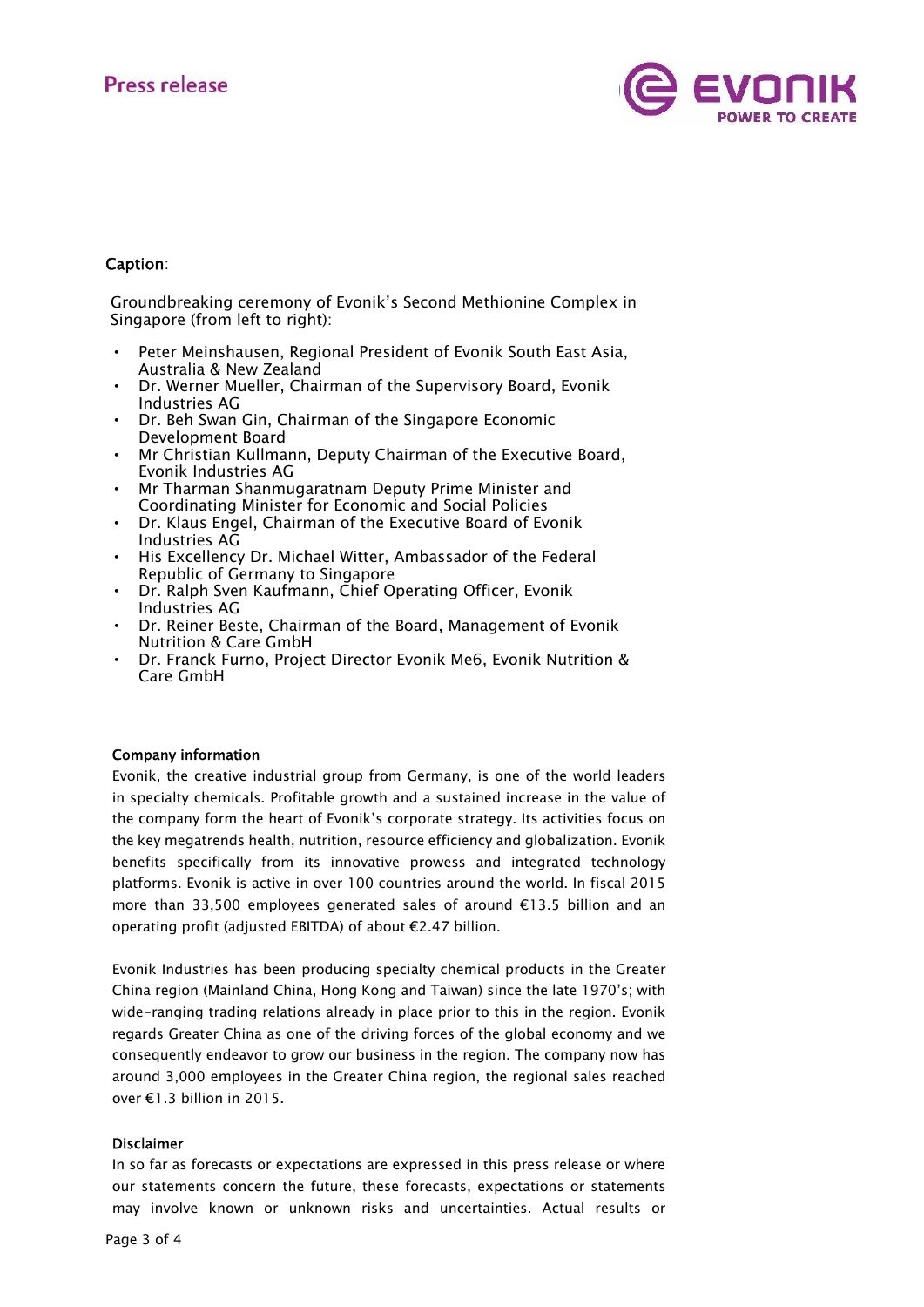### Caption:

Groundbreaking ceremony of Evonik's Second Methionine Complex in Singapore (from left to right):

- Peter Meinshausen, Regional President of Evonik South East Asia, Australia & New Zealand
- Dr. Werner Mueller, Chairman of the Supervisory Board, Evonik Industries AG
- Dr. Beh Swan Gin, Chairman of the Singapore Economic Development Board
- Mr Christian Kullmann, Deputy Chairman of the Executive Board, Evonik Industries AG
- Mr Tharman Shanmugaratnam Deputy Prime Minister and Coordinating Minister for Economic and Social Policies
- Dr. Klaus Engel, Chairman of the Executive Board of Evonik Industries AG
- His Excellency Dr. Michael Witter, Ambassador of the Federal Republic of Germany to Singapore
- Dr. Ralph Sven Kaufmann, Chief Operating Officer, Evonik Industries AG
- Dr. Reiner Beste, Chairman of the Board, Management of Evonik Nutrition & Care GmbH
- Dr. Franck Furno, Project Director Evonik Me6, Evonik Nutrition & Care GmbH

**Company information**

Evonik, the creative industrial group from Germany, is one of the world leaders in specialty chemicals. Profitable growth and a sustained increase in the value of the company form the heart of Evonik's corporate strategy. Its activities focus on the key megatrends health, nutrition, resource efficiency and globalization. Evonik benefits specifically from its innovative prowess and integrated technology platforms. Evonik is active in over 100 countries around the world. In fiscal 2015 more than 33,500 employees generated sales of around €13.5 billion and an operating profit (adjusted EBITDA) of about €2.47 billion.

Evonik Industries has been producing specialty chemical products in the Greater China region (Mainland China, Hong Kong and Taiwan) since the late 1970's; with wide-ranging trading relations already in place prior to this in the region. Evonik regards Greater China as one of the driving forces of the global economy and we consequently endeavor to grow our business in the region. The company now has around 3,000 employees in the Greater China region, the regional sales reached over €1.3 billion in 2015.

**Disclaimer**

In so far as forecasts or expectations are expressed in this press release or where our statements concern the future, these forecasts, expectations or statements may involve known or unknown risks and uncertainties. Actual results or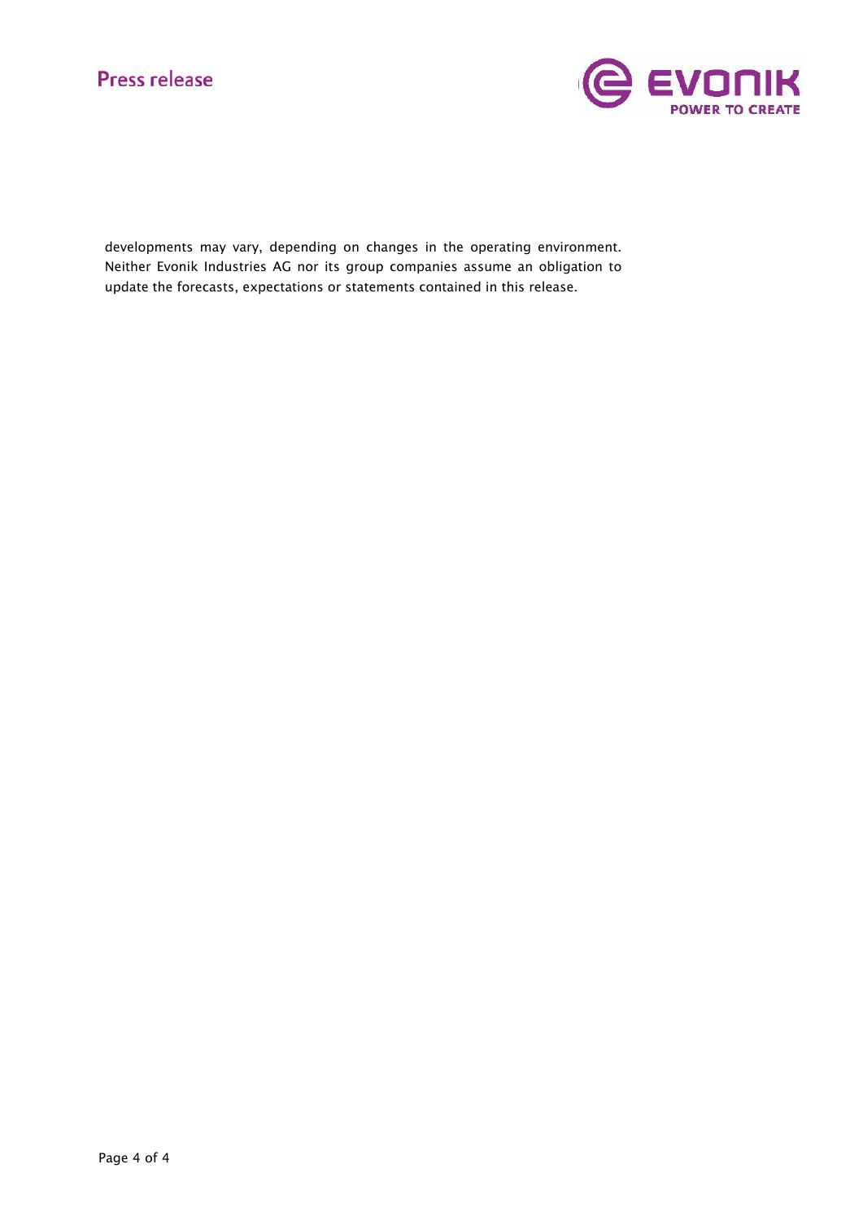developments may vary, depending on changes in the operating environment. Neither Evonik Industries AG nor its group companies assume an obligation to update the forecasts, expectations or statements contained in this release.